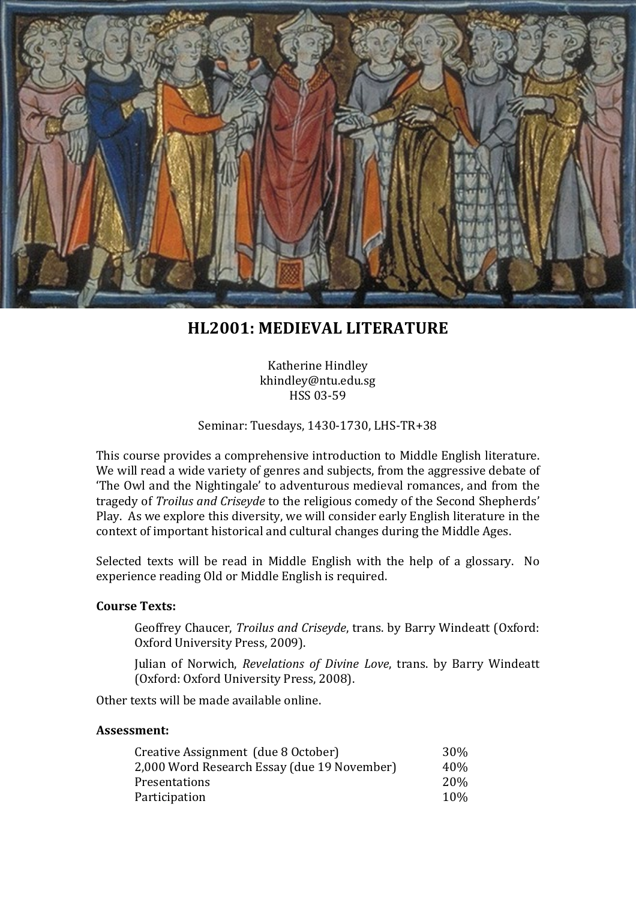# HL2001: MEDIEVAL LITERATURE

Katherine Hindley
khindley@ntu.edu.sg
HSS 03-59

Seminar: Tuesdays, 1430-1730, LHS-TR+38

This course provides a comprehensive introduction to Middle English literature. We will read a wide variety of genres and subjects, from the aggressive debate of 'The Owl and the Nightingale' to adventurous medieval romances, and from the tragedy of *Troilus and Criseyde* to the religious comedy of the Second Shepherds' Play. As we explore this diversity, we will consider early English literature in the context of important historical and cultural changes during the Middle Ages.

Selected texts will be read in Middle English with the help of a glossary. No experience reading Old or Middle English is required.

**Course Texts:**

> Geoffrey Chaucer, *Troilus and Criseyde*, trans. by Barry Windeatt (Oxford: Oxford University Press, 2009).
>
> Julian of Norwich, *Revelations of Divine Love*, trans. by Barry Windeatt (Oxford: Oxford University Press, 2008).

Other texts will be made available online.

**Assessment:**

| | |
|---|---|
| Creative Assignment (due 8 October) | 30% |
| 2,000 Word Research Essay (due 19 November) | 40% |
| Presentations | 20% |
| Participation | 10% |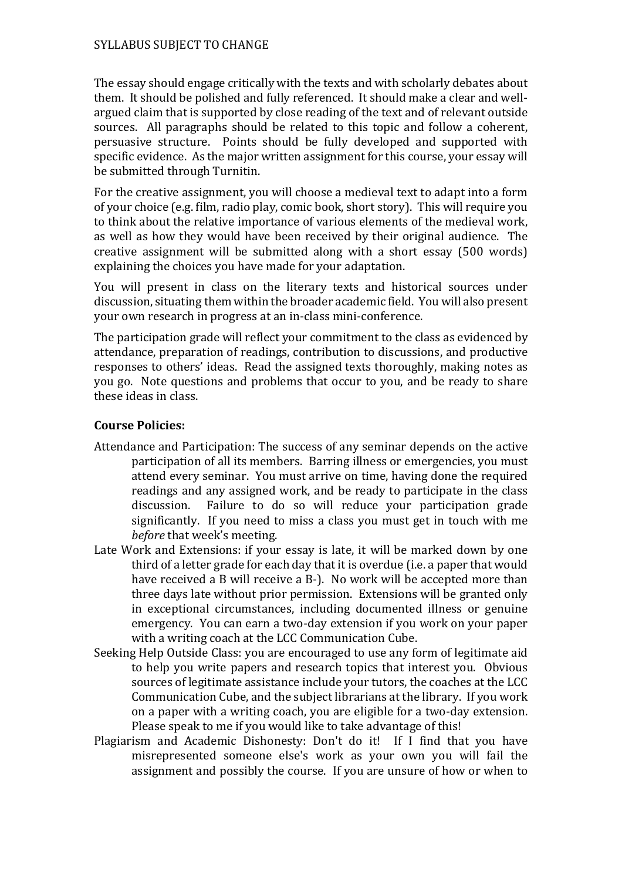The essay should engage critically with the texts and with scholarly debates about them. It should be polished and fully referenced. It should make a clear and well-argued claim that is supported by close reading of the text and of relevant outside sources. All paragraphs should be related to this topic and follow a coherent, persuasive structure. Points should be fully developed and supported with specific evidence. As the major written assignment for this course, your essay will be submitted through Turnitin.

For the creative assignment, you will choose a medieval text to adapt into a form of your choice (e.g. film, radio play, comic book, short story). This will require you to think about the relative importance of various elements of the medieval work, as well as how they would have been received by their original audience. The creative assignment will be submitted along with a short essay (500 words) explaining the choices you have made for your adaptation.

You will present in class on the literary texts and historical sources under discussion, situating them within the broader academic field. You will also present your own research in progress at an in-class mini-conference.

The participation grade will reflect your commitment to the class as evidenced by attendance, preparation of readings, contribution to discussions, and productive responses to others' ideas. Read the assigned texts thoroughly, making notes as you go. Note questions and problems that occur to you, and be ready to share these ideas in class.

**Course Policies:**

Attendance and Participation: The success of any seminar depends on the active participation of all its members. Barring illness or emergencies, you must attend every seminar. You must arrive on time, having done the required readings and any assigned work, and be ready to participate in the class discussion. Failure to do so will reduce your participation grade significantly. If you need to miss a class you must get in touch with me *before* that week's meeting.

Late Work and Extensions: if your essay is late, it will be marked down by one third of a letter grade for each day that it is overdue (i.e. a paper that would have received a B will receive a B-). No work will be accepted more than three days late without prior permission. Extensions will be granted only in exceptional circumstances, including documented illness or genuine emergency. You can earn a two-day extension if you work on your paper with a writing coach at the LCC Communication Cube.

Seeking Help Outside Class: you are encouraged to use any form of legitimate aid to help you write papers and research topics that interest you. Obvious sources of legitimate assistance include your tutors, the coaches at the LCC Communication Cube, and the subject librarians at the library. If you work on a paper with a writing coach, you are eligible for a two-day extension. Please speak to me if you would like to take advantage of this!

Plagiarism and Academic Dishonesty: Don't do it! If I find that you have misrepresented someone else's work as your own you will fail the assignment and possibly the course. If you are unsure of how or when to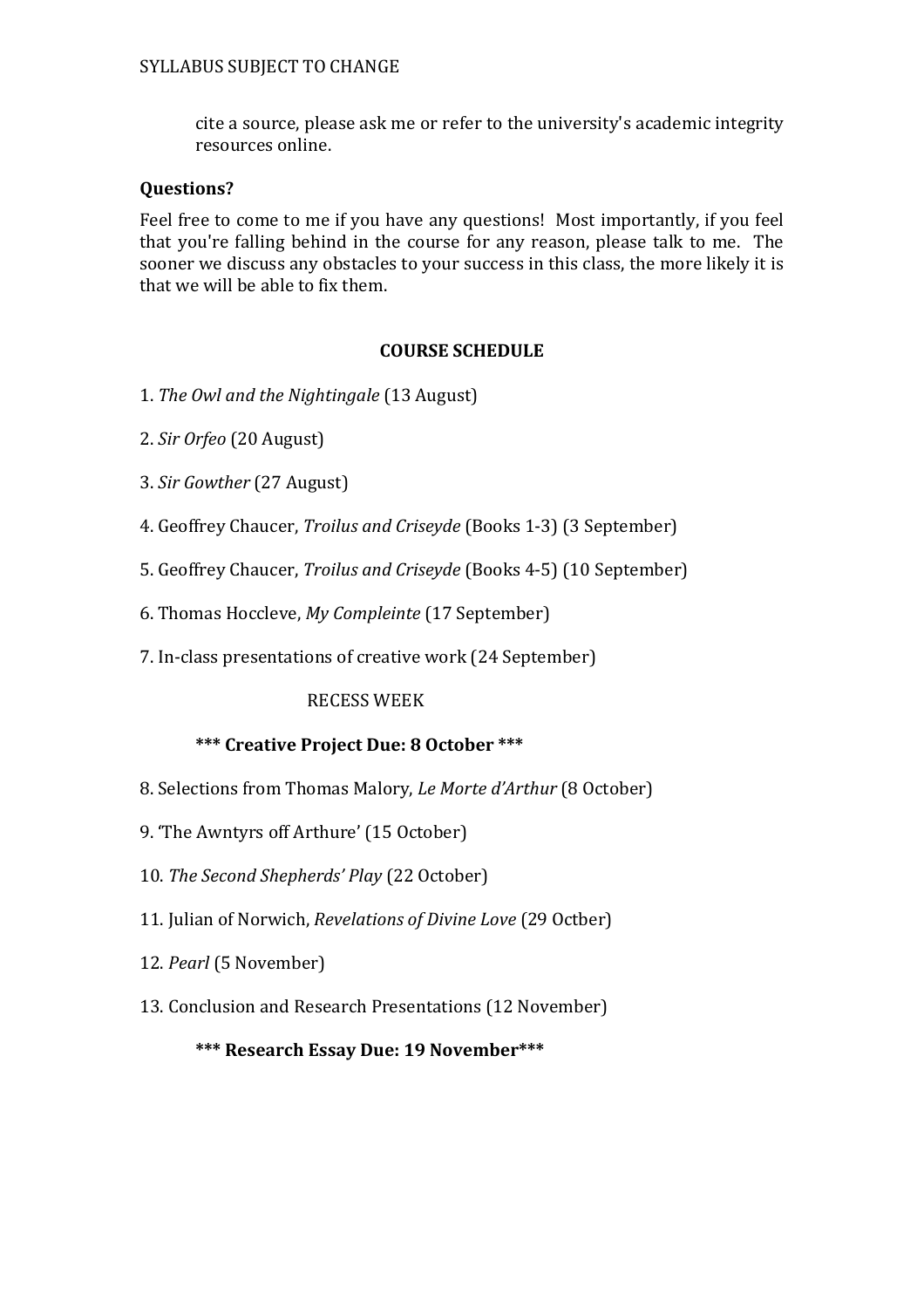cite a source, please ask me or refer to the university's academic integrity resources online.

**Questions?**

Feel free to come to me if you have any questions! Most importantly, if you feel that you're falling behind in the course for any reason, please talk to me. The sooner we discuss any obstacles to your success in this class, the more likely it is that we will be able to fix them.

## COURSE SCHEDULE

1. *The Owl and the Nightingale* (13 August)

2. *Sir Orfeo* (20 August)

3. *Sir Gowther* (27 August)

4. Geoffrey Chaucer, *Troilus and Criseyde* (Books 1-3) (3 September)

5. Geoffrey Chaucer, *Troilus and Criseyde* (Books 4-5) (10 September)

6. Thomas Hoccleve, *My Compleinte* (17 September)

7. In-class presentations of creative work (24 September)

RECESS WEEK

**\*\*\* Creative Project Due: 8 October \*\*\***

8. Selections from Thomas Malory, *Le Morte d'Arthur* (8 October)

9. 'The Awntyrs off Arthure' (15 October)

10. *The Second Shepherds' Play* (22 October)

11. Julian of Norwich, *Revelations of Divine Love* (29 Octber)

12. *Pearl* (5 November)

13. Conclusion and Research Presentations (12 November)

**\*\*\* Research Essay Due: 19 November\*\*\***